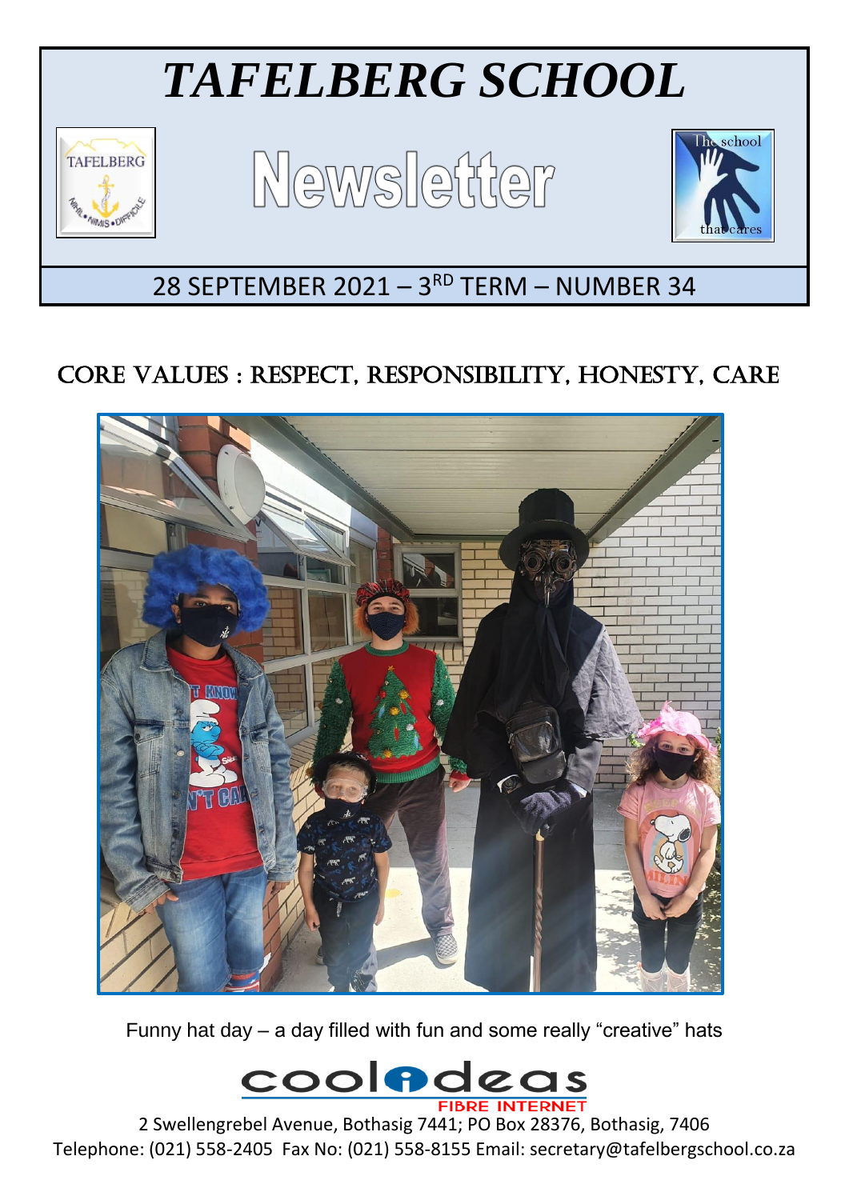# *TAFELBERG SCHOOL*

# Newsletter

## 28 SEPTEMBER 2021 – 3RD TERM – NUMBER 34

## CORE VALUES : RESPECT, RESPONSIBILITY, HONESTY, CARE

Funny hat day – a day filled with fun and some really "creative" hats

coolideas FIBRE INTERNET

2 Swellengrebel Avenue, Bothasig 7441; PO Box 28376, Bothasig, 7406
Telephone: (021) 558-2405 Fax No: (021) 558-8155 Email: secretary@tafelbergschool.co.za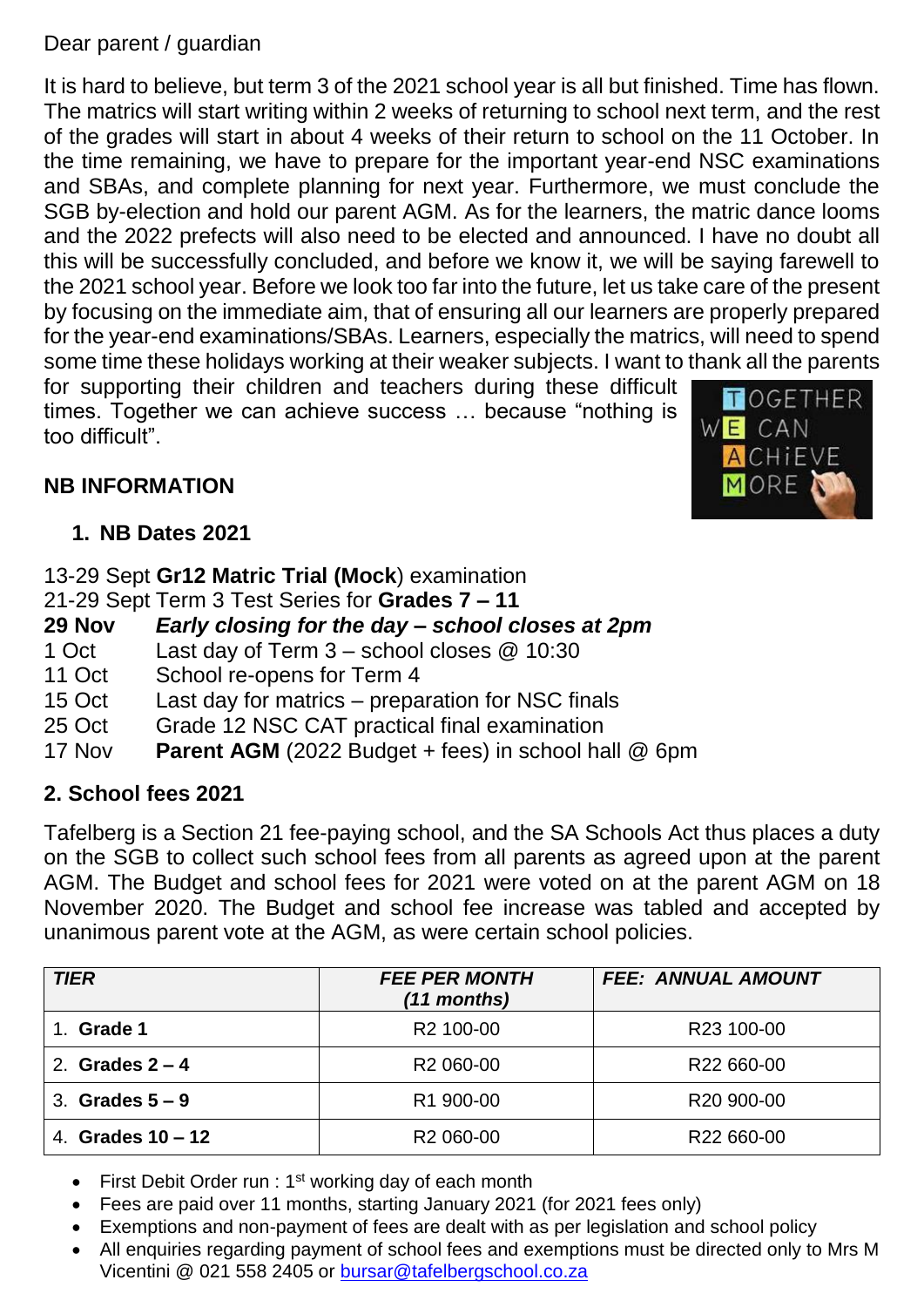Dear parent / guardian

It is hard to believe, but term 3 of the 2021 school year is all but finished. Time has flown. The matrics will start writing within 2 weeks of returning to school next term, and the rest of the grades will start in about 4 weeks of their return to school on the 11 October. In the time remaining, we have to prepare for the important year-end NSC examinations and SBAs, and complete planning for next year. Furthermore, we must conclude the SGB by-election and hold our parent AGM. As for the learners, the matric dance looms and the 2022 prefects will also need to be elected and announced. I have no doubt all this will be successfully concluded, and before we know it, we will be saying farewell to the 2021 school year. Before we look too far into the future, let us take care of the present by focusing on the immediate aim, that of ensuring all our learners are properly prepared for the year-end examinations/SBAs. Learners, especially the matrics, will need to spend some time these holidays working at their weaker subjects. I want to thank all the parents for supporting their children and teachers during these difficult times. Together we can achieve success … because "nothing is too difficult".

TOGETHER WE CAN ACHiEVE MORE

## NB INFORMATION

### 1. NB Dates 2021

13-29 Sept **Gr12 Matric Trial (Mock**) examination
21-29 Sept Term 3 Test Series for **Grades 7 – 11**

**29 Nov** ***Early closing for the day – school closes at 2pm***
1 Oct Last day of Term 3 – school closes @ 10:30
11 Oct School re-opens for Term 4
15 Oct Last day for matrics – preparation for NSC finals
25 Oct Grade 12 NSC CAT practical final examination
17 Nov **Parent AGM** (2022 Budget + fees) in school hall @ 6pm

### 2. School fees 2021

Tafelberg is a Section 21 fee-paying school, and the SA Schools Act thus places a duty on the SGB to collect such school fees from all parents as agreed upon at the parent AGM. The Budget and school fees for 2021 were voted on at the parent AGM on 18 November 2020. The Budget and school fee increase was tabled and accepted by unanimous parent vote at the AGM, as were certain school policies.

| *TIER* | *FEE PER MONTH (11 months)* | *FEE: ANNUAL AMOUNT* |
|---|---|---|
| 1. **Grade 1** | R2 100-00 | R23 100-00 |
| 2. **Grades 2 – 4** | R2 060-00 | R22 660-00 |
| 3. **Grades 5 – 9** | R1 900-00 | R20 900-00 |
| 4. **Grades 10 – 12** | R2 060-00 | R22 660-00 |

- First Debit Order run : 1st working day of each month
- Fees are paid over 11 months, starting January 2021 (for 2021 fees only)
- Exemptions and non-payment of fees are dealt with as per legislation and school policy
- All enquiries regarding payment of school fees and exemptions must be directed only to Mrs M Vicentini @ 021 558 2405 or bursar@tafelbergschool.co.za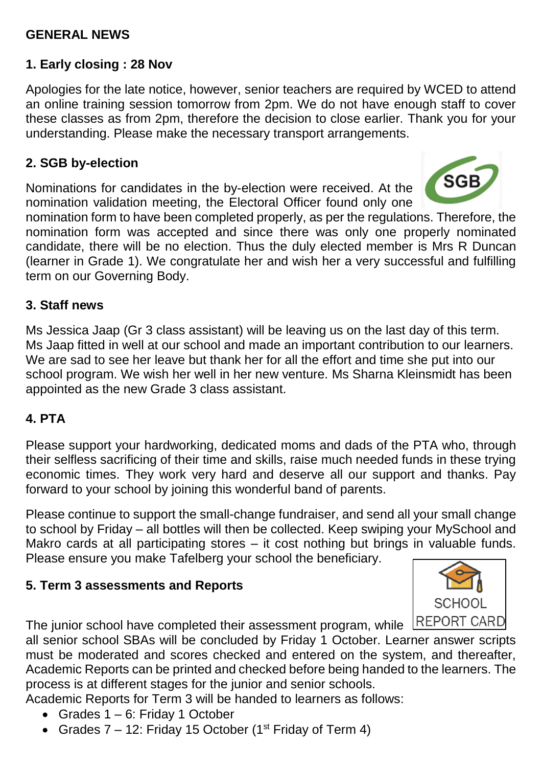## GENERAL NEWS

### 1. Early closing : 28 Nov

Apologies for the late notice, however, senior teachers are required by WCED to attend an online training session tomorrow from 2pm. We do not have enough staff to cover these classes as from 2pm, therefore the decision to close earlier. Thank you for your understanding. Please make the necessary transport arrangements.

### 2. SGB by-election

Nominations for candidates in the by-election were received. At the nomination validation meeting, the Electoral Officer found only one nomination form to have been completed properly, as per the regulations. Therefore, the nomination form was accepted and since there was only one properly nominated candidate, there will be no election. Thus the duly elected member is Mrs R Duncan (learner in Grade 1). We congratulate her and wish her a very successful and fulfilling term on our Governing Body.

### 3. Staff news

Ms Jessica Jaap (Gr 3 class assistant) will be leaving us on the last day of this term. Ms Jaap fitted in well at our school and made an important contribution to our learners. We are sad to see her leave but thank her for all the effort and time she put into our school program. We wish her well in her new venture. Ms Sharna Kleinsmidt has been appointed as the new Grade 3 class assistant.

### 4. PTA

Please support your hardworking, dedicated moms and dads of the PTA who, through their selfless sacrificing of their time and skills, raise much needed funds in these trying economic times. They work very hard and deserve all our support and thanks. Pay forward to your school by joining this wonderful band of parents.

Please continue to support the small-change fundraiser, and send all your small change to school by Friday – all bottles will then be collected. Keep swiping your MySchool and Makro cards at all participating stores – it cost nothing but brings in valuable funds. Please ensure you make Tafelberg your school the beneficiary.

### 5. Term 3 assessments and Reports

The junior school have completed their assessment program, while all senior school SBAs will be concluded by Friday 1 October. Learner answer scripts must be moderated and scores checked and entered on the system, and thereafter, Academic Reports can be printed and checked before being handed to the learners. The process is at different stages for the junior and senior schools.

Academic Reports for Term 3 will be handed to learners as follows:

- Grades 1 – 6: Friday 1 October
- Grades 7 – 12: Friday 15 October (1st Friday of Term 4)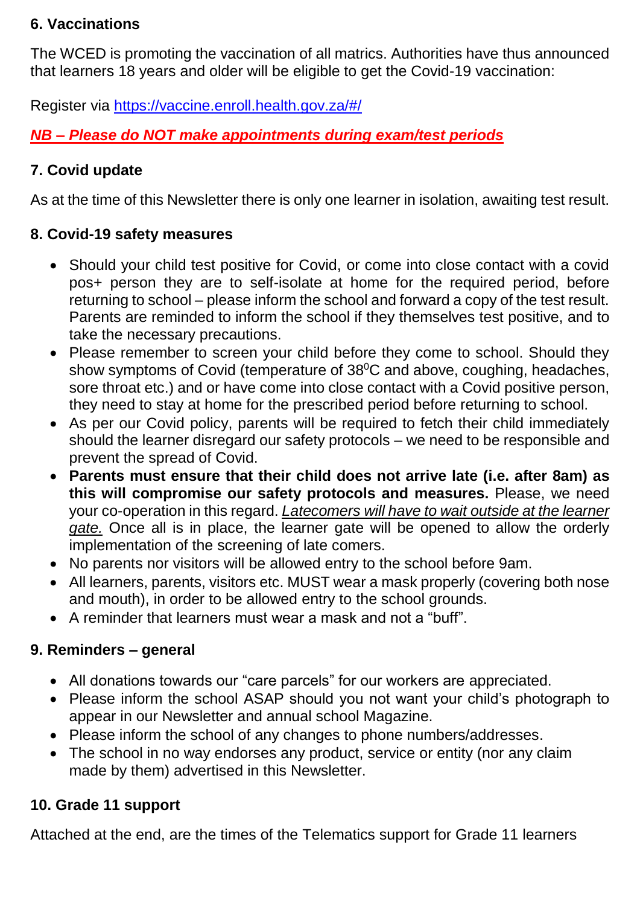### 6. Vaccinations

The WCED is promoting the vaccination of all matrics. Authorities have thus announced that learners 18 years and older will be eligible to get the Covid-19 vaccination:

Register via [https://vaccine.enroll.health.gov.za/#/](https://vaccine.enroll.health.gov.za/#/)

***NB – Please do NOT make appointments during exam/test periods***

### 7. Covid update

As at the time of this Newsletter there is only one learner in isolation, awaiting test result.

### 8. Covid-19 safety measures

- Should your child test positive for Covid, or come into close contact with a covid pos+ person they are to self-isolate at home for the required period, before returning to school – please inform the school and forward a copy of the test result. Parents are reminded to inform the school if they themselves test positive, and to take the necessary precautions.
- Please remember to screen your child before they come to school. Should they show symptoms of Covid (temperature of $38^0$C and above, coughing, headaches, sore throat etc.) and or have come into close contact with a Covid positive person, they need to stay at home for the prescribed period before returning to school.
- As per our Covid policy, parents will be required to fetch their child immediately should the learner disregard our safety protocols – we need to be responsible and prevent the spread of Covid.
- **Parents must ensure that their child does not arrive late (i.e. after 8am) as this will compromise our safety protocols and measures.** Please, we need your co-operation in this regard. *Latecomers will have to wait outside at the learner gate.* Once all is in place, the learner gate will be opened to allow the orderly implementation of the screening of late comers.
- No parents nor visitors will be allowed entry to the school before 9am.
- All learners, parents, visitors etc. MUST wear a mask properly (covering both nose and mouth), in order to be allowed entry to the school grounds.
- A reminder that learners must wear a mask and not a "buff".

### 9. Reminders – general

- All donations towards our "care parcels" for our workers are appreciated.
- Please inform the school ASAP should you not want your child's photograph to appear in our Newsletter and annual school Magazine.
- Please inform the school of any changes to phone numbers/addresses.
- The school in no way endorses any product, service or entity (nor any claim made by them) advertised in this Newsletter.

### 10. Grade 11 support

Attached at the end, are the times of the Telematics support for Grade 11 learners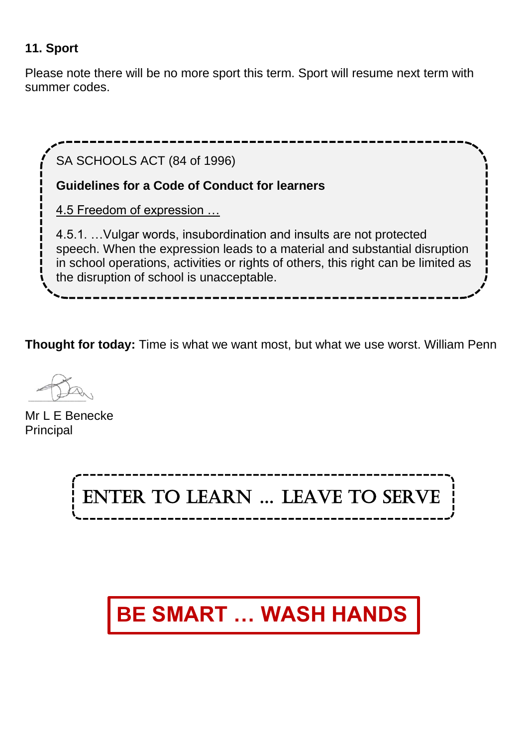### 11. Sport

Please note there will be no more sport this term. Sport will resume next term with summer codes.

> SA SCHOOLS ACT (84 of 1996)
>
> **Guidelines for a Code of Conduct for learners**
>
> 4.5 Freedom of expression …
>
> 4.5.1. …Vulgar words, insubordination and insults are not protected speech. When the expression leads to a material and substantial disruption in school operations, activities or rights of others, this right can be limited as the disruption of school is unacceptable.

**Thought for today:** Time is what we want most, but what we use worst. William Penn

Mr L E Benecke
Principal

ENTER TO LEARN … LEAVE TO SERVE

**BE SMART … WASH HANDS**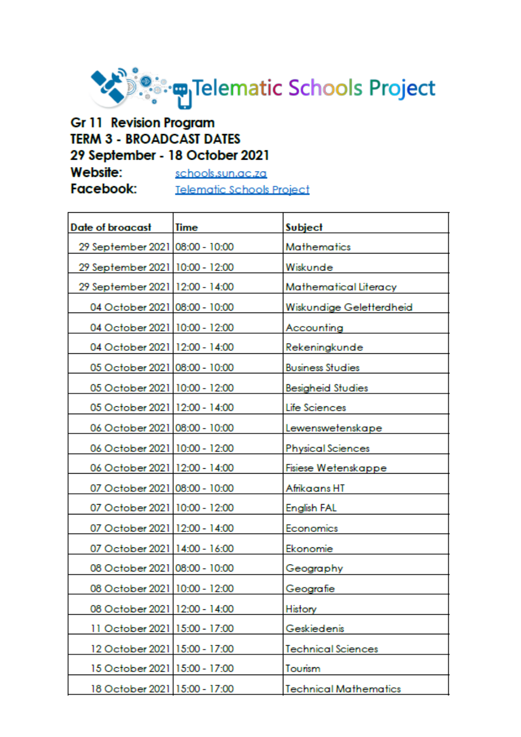# Telematic Schools Project

**Gr 11 Revision Program**
**TERM 3 - BROADCAST DATES**
**29 September - 18 October 2021**

**Website:** schools.sun.ac.za
**Facebook:** Telematic Schools Project

| Date of broacast | Time | Subject |
|---|---|---|
| 29 September 2021 | 08:00 - 10:00 | Mathematics |
| 29 September 2021 | 10:00 - 12:00 | Wiskunde |
| 29 September 2021 | 12:00 - 14:00 | Mathematical Literacy |
| 04 October 2021 | 08:00 - 10:00 | Wiskundige Geletterdheid |
| 04 October 2021 | 10:00 - 12:00 | Accounting |
| 04 October 2021 | 12:00 - 14:00 | Rekeningkunde |
| 05 October 2021 | 08:00 - 10:00 | Business Studies |
| 05 October 2021 | 10:00 - 12:00 | Besigheid Studies |
| 05 October 2021 | 12:00 - 14:00 | Life Sciences |
| 06 October 2021 | 08:00 - 10:00 | Lewenswetenskape |
| 06 October 2021 | 10:00 - 12:00 | Physical Sciences |
| 06 October 2021 | 12:00 - 14:00 | Fisiese Wetenskappe |
| 07 October 2021 | 08:00 - 10:00 | Afrikaans HT |
| 07 October 2021 | 10:00 - 12:00 | English FAL |
| 07 October 2021 | 12:00 - 14:00 | Economics |
| 07 October 2021 | 14:00 - 16:00 | Ekonomie |
| 08 October 2021 | 08:00 - 10:00 | Geography |
| 08 October 2021 | 10:00 - 12:00 | Geografie |
| 08 October 2021 | 12:00 - 14:00 | History |
| 11 October 2021 | 15:00 - 17:00 | Geskiedenis |
| 12 October 2021 | 15:00 - 17:00 | Technical Sciences |
| 15 October 2021 | 15:00 - 17:00 | Tourism |
| 18 October 2021 | 15:00 - 17:00 | Technical Mathematics |